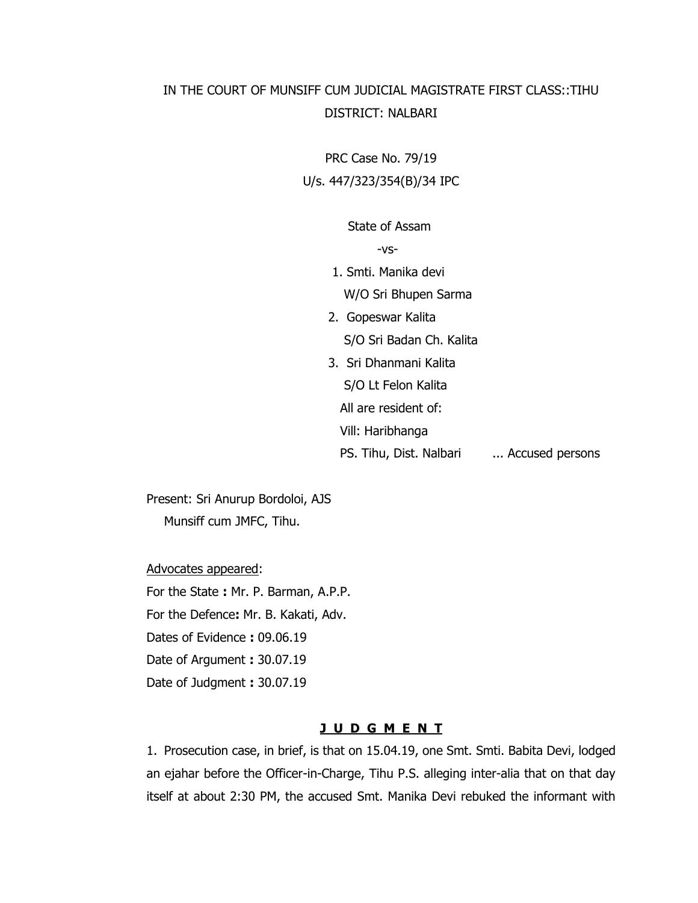IN THE COURT OF MUNSIFF CUM JUDICIAL MAGISTRATE FIRST CLASS::TIHU
DISTRICT: NALBARI

PRC Case No. 79/19
U/s. 447/323/354(B)/34 IPC

State of Assam

-vs-

1. Smti. Manika devi
   W/O Sri Bhupen Sarma
2. Gopeswar Kalita
   S/O Sri Badan Ch. Kalita
3. Sri Dhanmani Kalita
   S/O Lt Felon Kalita

All are resident of:
Vill: Haribhanga
PS. Tihu, Dist. Nalbari ... Accused persons

Present: Sri Anurup Bordoloi, AJS
Munsiff cum JMFC, Tihu.

<u>Advocates appeared</u>:
For the State **:** Mr. P. Barman, A.P.P.
For the Defence**:** Mr. B. Kakati, Adv.
Dates of Evidence **:** 09.06.19
Date of Argument **:** 30.07.19
Date of Judgment **:** 30.07.19

## J U D G M E N T

1. Prosecution case, in brief, is that on 15.04.19, one Smt. Smti. Babita Devi, lodged an ejahar before the Officer-in-Charge, Tihu P.S. alleging inter-alia that on that day itself at about 2:30 PM, the accused Smt. Manika Devi rebuked the informant with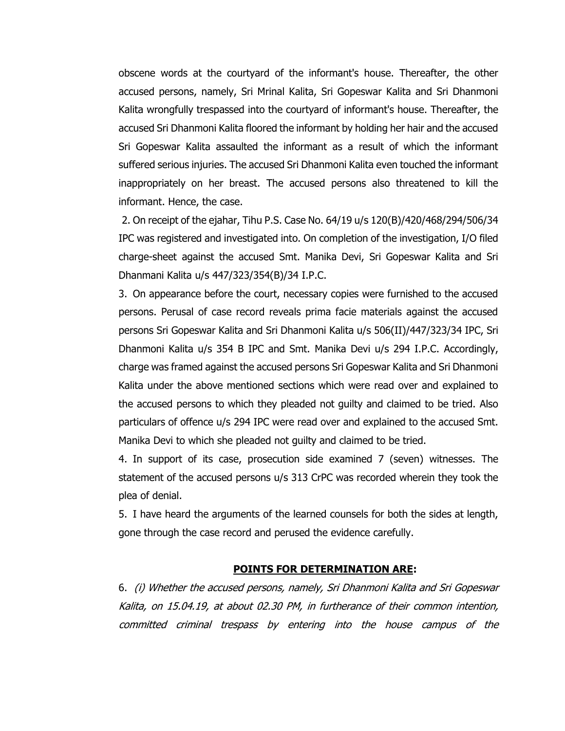obscene words at the courtyard of the informant's house. Thereafter, the other accused persons, namely, Sri Mrinal Kalita, Sri Gopeswar Kalita and Sri Dhanmoni Kalita wrongfully trespassed into the courtyard of informant's house. Thereafter, the accused Sri Dhanmoni Kalita floored the informant by holding her hair and the accused Sri Gopeswar Kalita assaulted the informant as a result of which the informant suffered serious injuries. The accused Sri Dhanmoni Kalita even touched the informant inappropriately on her breast. The accused persons also threatened to kill the informant. Hence, the case.

2. On receipt of the ejahar, Tihu P.S. Case No. 64/19 u/s 120(B)/420/468/294/506/34 IPC was registered and investigated into. On completion of the investigation, I/O filed charge-sheet against the accused Smt. Manika Devi, Sri Gopeswar Kalita and Sri Dhanmani Kalita u/s 447/323/354(B)/34 I.P.C.

3. On appearance before the court, necessary copies were furnished to the accused persons. Perusal of case record reveals prima facie materials against the accused persons Sri Gopeswar Kalita and Sri Dhanmoni Kalita u/s 506(II)/447/323/34 IPC, Sri Dhanmoni Kalita u/s 354 B IPC and Smt. Manika Devi u/s 294 I.P.C. Accordingly, charge was framed against the accused persons Sri Gopeswar Kalita and Sri Dhanmoni Kalita under the above mentioned sections which were read over and explained to the accused persons to which they pleaded not guilty and claimed to be tried. Also particulars of offence u/s 294 IPC were read over and explained to the accused Smt. Manika Devi to which she pleaded not guilty and claimed to be tried.

4. In support of its case, prosecution side examined 7 (seven) witnesses. The statement of the accused persons u/s 313 CrPC was recorded wherein they took the plea of denial.

5. I have heard the arguments of the learned counsels for both the sides at length, gone through the case record and perused the evidence carefully.

## **POINTS FOR DETERMINATION ARE:**

6. *(i) Whether the accused persons, namely, Sri Dhanmoni Kalita and Sri Gopeswar Kalita, on 15.04.19, at about 02.30 PM, in furtherance of their common intention, committed criminal trespass by entering into the house campus of the*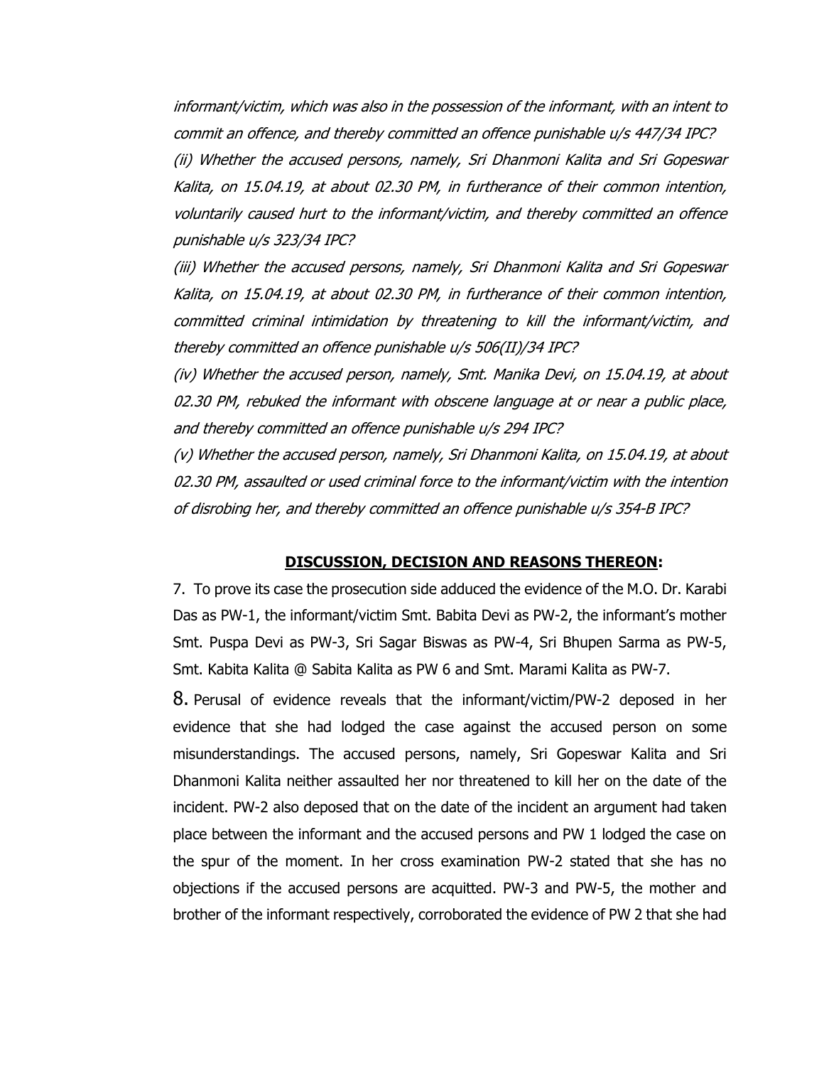*informant/victim, which was also in the possession of the informant, with an intent to commit an offence, and thereby committed an offence punishable u/s 447/34 IPC?*

*(ii) Whether the accused persons, namely, Sri Dhanmoni Kalita and Sri Gopeswar Kalita, on 15.04.19, at about 02.30 PM, in furtherance of their common intention, voluntarily caused hurt to the informant/victim, and thereby committed an offence punishable u/s 323/34 IPC?*

*(iii) Whether the accused persons, namely, Sri Dhanmoni Kalita and Sri Gopeswar Kalita, on 15.04.19, at about 02.30 PM, in furtherance of their common intention, committed criminal intimidation by threatening to kill the informant/victim, and thereby committed an offence punishable u/s 506(II)/34 IPC?*

*(iv) Whether the accused person, namely, Smt. Manika Devi, on 15.04.19, at about 02.30 PM, rebuked the informant with obscene language at or near a public place, and thereby committed an offence punishable u/s 294 IPC?*

*(v) Whether the accused person, namely, Sri Dhanmoni Kalita, on 15.04.19, at about 02.30 PM, assaulted or used criminal force to the informant/victim with the intention of disrobing her, and thereby committed an offence punishable u/s 354-B IPC?*

## **DISCUSSION, DECISION AND REASONS THEREON:**

7. To prove its case the prosecution side adduced the evidence of the M.O. Dr. Karabi Das as PW-1, the informant/victim Smt. Babita Devi as PW-2, the informant's mother Smt. Puspa Devi as PW-3, Sri Sagar Biswas as PW-4, Sri Bhupen Sarma as PW-5, Smt. Kabita Kalita @ Sabita Kalita as PW 6 and Smt. Marami Kalita as PW-7.

8. Perusal of evidence reveals that the informant/victim/PW-2 deposed in her evidence that she had lodged the case against the accused person on some misunderstandings. The accused persons, namely, Sri Gopeswar Kalita and Sri Dhanmoni Kalita neither assaulted her nor threatened to kill her on the date of the incident. PW-2 also deposed that on the date of the incident an argument had taken place between the informant and the accused persons and PW 1 lodged the case on the spur of the moment. In her cross examination PW-2 stated that she has no objections if the accused persons are acquitted. PW-3 and PW-5, the mother and brother of the informant respectively, corroborated the evidence of PW 2 that she had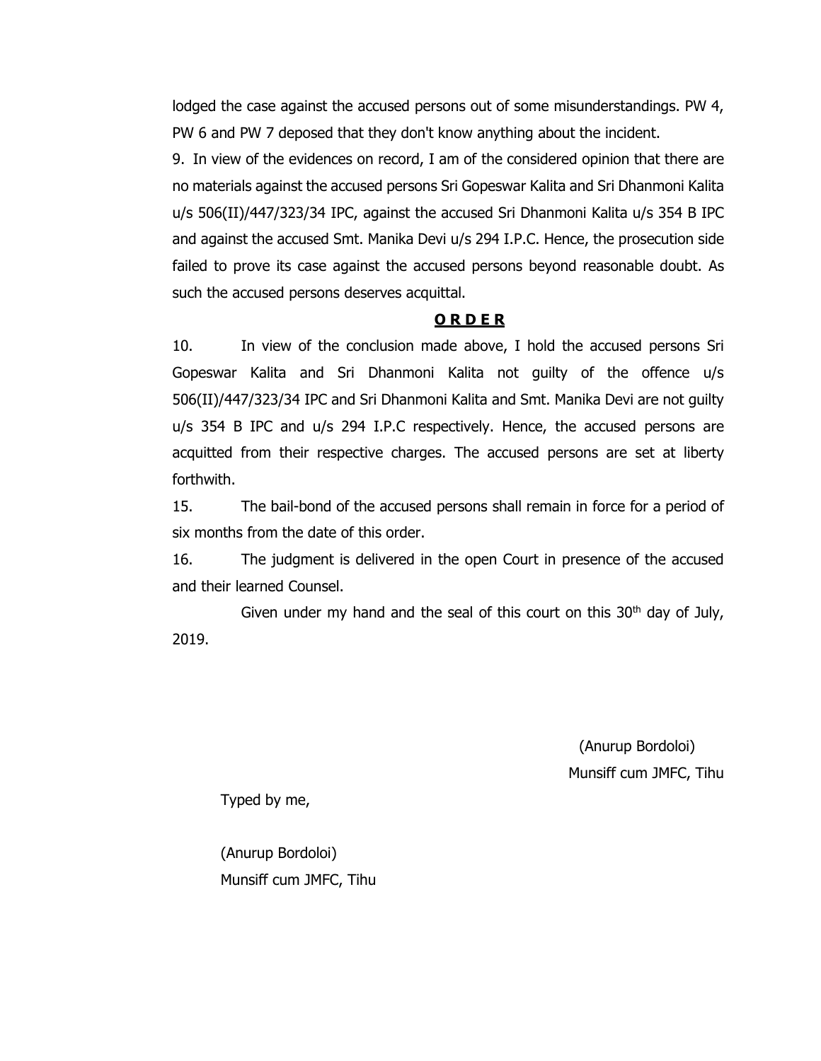lodged the case against the accused persons out of some misunderstandings. PW 4, PW 6 and PW 7 deposed that they don't know anything about the incident.

9. In view of the evidences on record, I am of the considered opinion that there are no materials against the accused persons Sri Gopeswar Kalita and Sri Dhanmoni Kalita u/s 506(II)/447/323/34 IPC, against the accused Sri Dhanmoni Kalita u/s 354 B IPC and against the accused Smt. Manika Devi u/s 294 I.P.C. Hence, the prosecution side failed to prove its case against the accused persons beyond reasonable doubt. As such the accused persons deserves acquittal.

**O R D E R**

10. In view of the conclusion made above, I hold the accused persons Sri Gopeswar Kalita and Sri Dhanmoni Kalita not guilty of the offence u/s 506(II)/447/323/34 IPC and Sri Dhanmoni Kalita and Smt. Manika Devi are not guilty u/s 354 B IPC and u/s 294 I.P.C respectively. Hence, the accused persons are acquitted from their respective charges. The accused persons are set at liberty forthwith.

15. The bail-bond of the accused persons shall remain in force for a period of six months from the date of this order.

16. The judgment is delivered in the open Court in presence of the accused and their learned Counsel.

Given under my hand and the seal of this court on this 30th day of July, 2019.

(Anurup Bordoloi)
Munsiff cum JMFC, Tihu

Typed by me,

(Anurup Bordoloi)
Munsiff cum JMFC, Tihu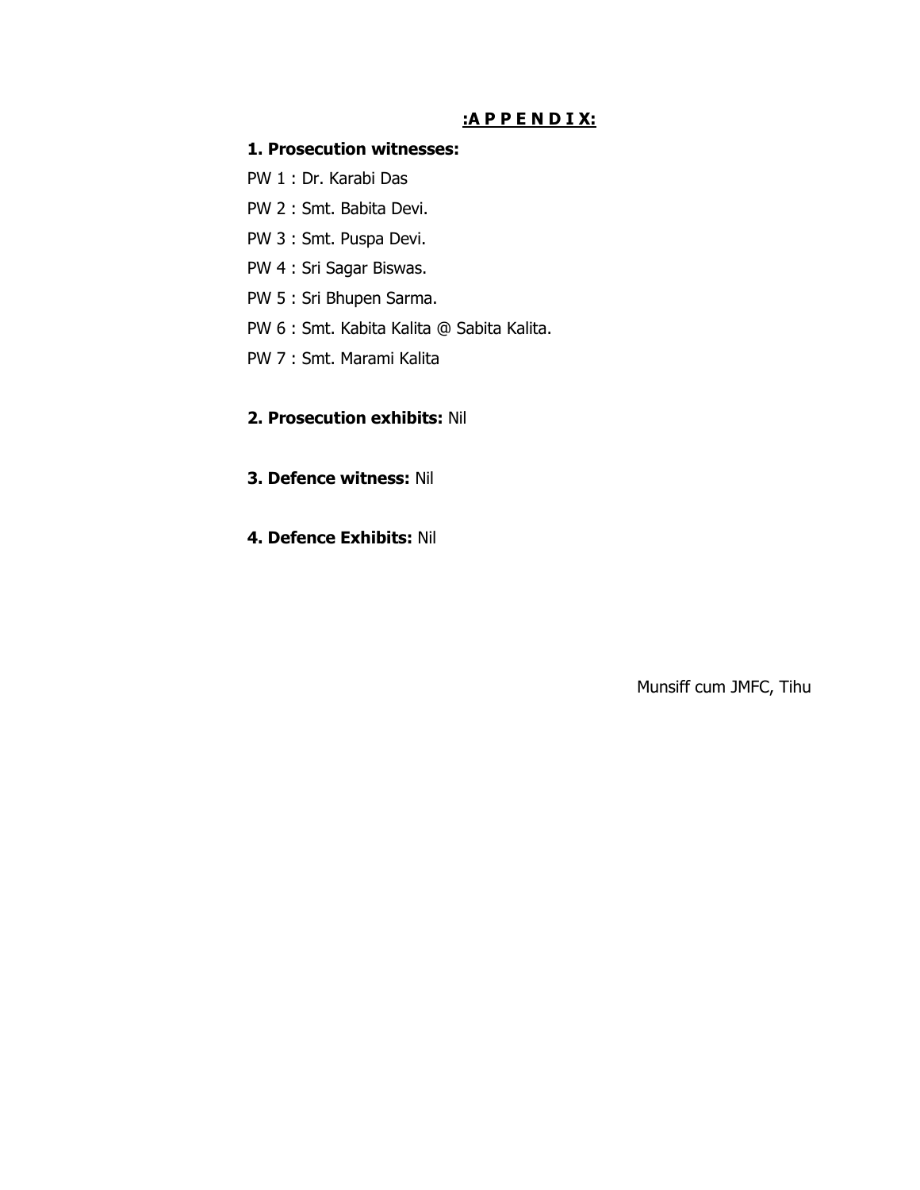## :A P P E N D I X:

**1. Prosecution witnesses:**

PW 1 : Dr. Karabi Das

PW 2 : Smt. Babita Devi.

PW 3 : Smt. Puspa Devi.

PW 4 : Sri Sagar Biswas.

PW 5 : Sri Bhupen Sarma.

PW 6 : Smt. Kabita Kalita @ Sabita Kalita.

PW 7 : Smt. Marami Kalita

**2. Prosecution exhibits:** Nil

**3. Defence witness:** Nil

**4. Defence Exhibits:** Nil

Munsiff cum JMFC, Tihu